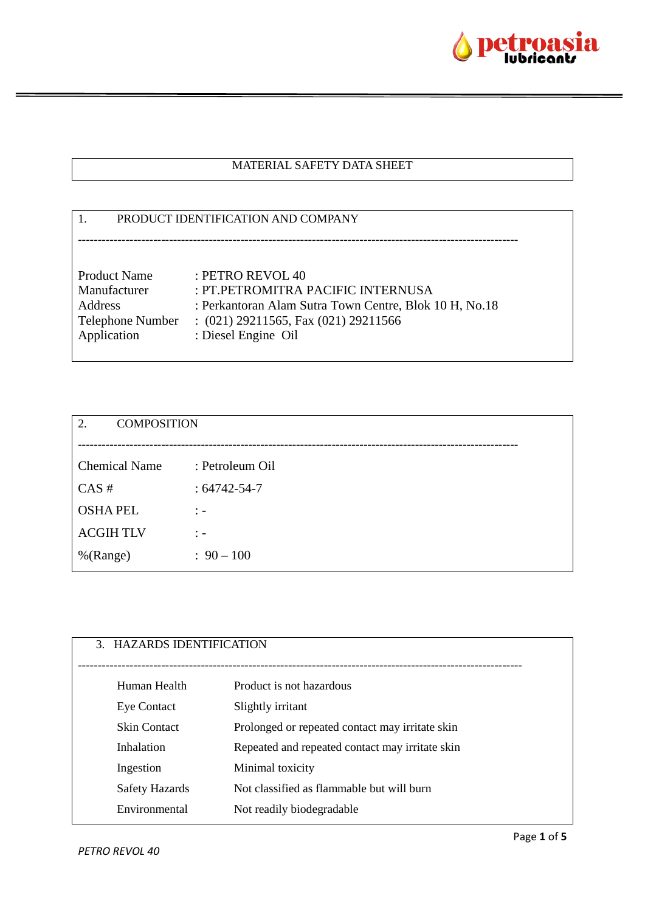# MATERIAL SAFETY DATA SHEET

## 1. PRODUCT IDENTIFICATION AND COMPANY

---

| | |
|---|---|
| Product Name | : PETRO REVOL 40 |
| Manufacturer | : PT.PETROMITRA PACIFIC INTERNUSA |
| Address | : Perkantoran Alam Sutra Town Centre, Blok 10 H, No.18 |
| Telephone Number | : (021) 29211565, Fax (021) 29211566 |
| Application | : Diesel Engine Oil |

## 2. COMPOSITION

---

| | |
|---|---|
| Chemical Name | : Petroleum Oil |
| CAS # | : 64742-54-7 |
| OSHA PEL | : - |
| ACGIH TLV | : - |
| %(Range) | : 90 – 100 |

## 3. HAZARDS IDENTIFICATION

---

| | |
|---|---|
| Human Health | Product is not hazardous |
| Eye Contact | Slightly irritant |
| Skin Contact | Prolonged or repeated contact may irritate skin |
| Inhalation | Repeated and repeated contact may irritate skin |
| Ingestion | Minimal toxicity |
| Safety Hazards | Not classified as flammable but will burn |
| Environmental | Not readily biodegradable |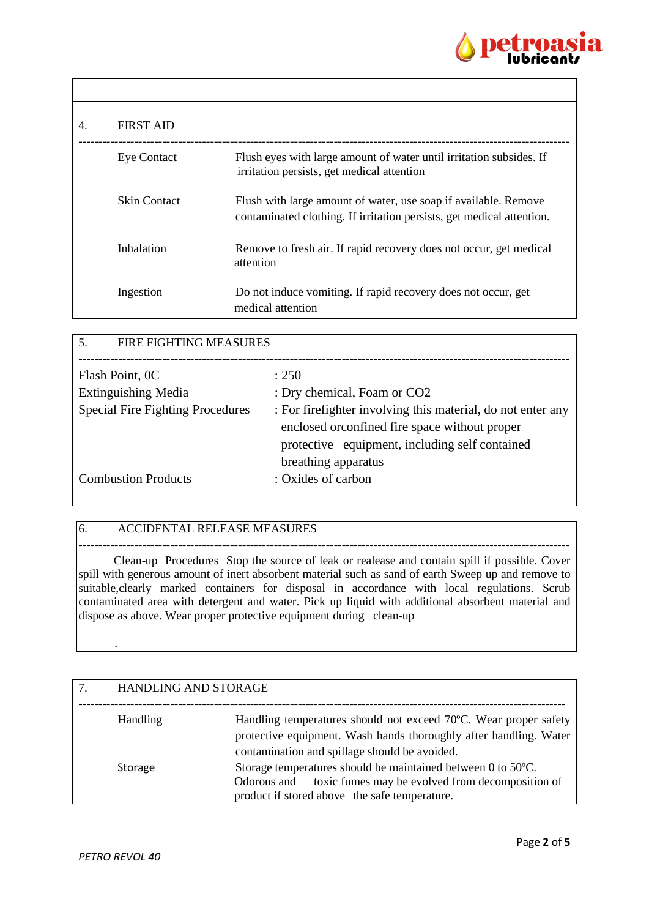## 4. FIRST AID

| | |
|---|---|
| Eye Contact | Flush eyes with large amount of water until irritation subsides. If irritation persists, get medical attention |
| Skin Contact | Flush with large amount of water, use soap if available. Remove contaminated clothing. If irritation persists, get medical attention. |
| Inhalation | Remove to fresh air. If rapid recovery does not occur, get medical attention |
| Ingestion | Do not induce vomiting. If rapid recovery does not occur, get medical attention |

## 5. FIRE FIGHTING MEASURES

| | |
|---|---|
| Flash Point, 0C | : 250 |
| Extinguishing Media | : Dry chemical, Foam or $CO_2$ |
| Special Fire Fighting Procedures | : For firefighter involving this material, do not enter any enclosed orconfined fire space without proper protective equipment, including self contained breathing apparatus |
| Combustion Products | : Oxides of carbon |

## 6. ACCIDENTAL RELEASE MEASURES

Clean-up Procedures Stop the source of leak or realease and contain spill if possible. Cover spill with generous amount of inert absorbent material such as sand of earth Sweep up and remove to suitable,clearly marked containers for disposal in accordance with local regulations. Scrub contaminated area with detergent and water. Pick up liquid with additional absorbent material and dispose as above. Wear proper protective equipment during clean-up

.

## 7. HANDLING AND STORAGE

| | |
|---|---|
| Handling | Handling temperatures should not exceed 70ºC. Wear proper safety protective equipment. Wash hands thoroughly after handling. Water contamination and spillage should be avoided. |
| Storage | Storage temperatures should be maintained between 0 to 50ºC. Odorous and toxic fumes may be evolved from decomposition of product if stored above the safe temperature. |

*PETRO REVOL 40*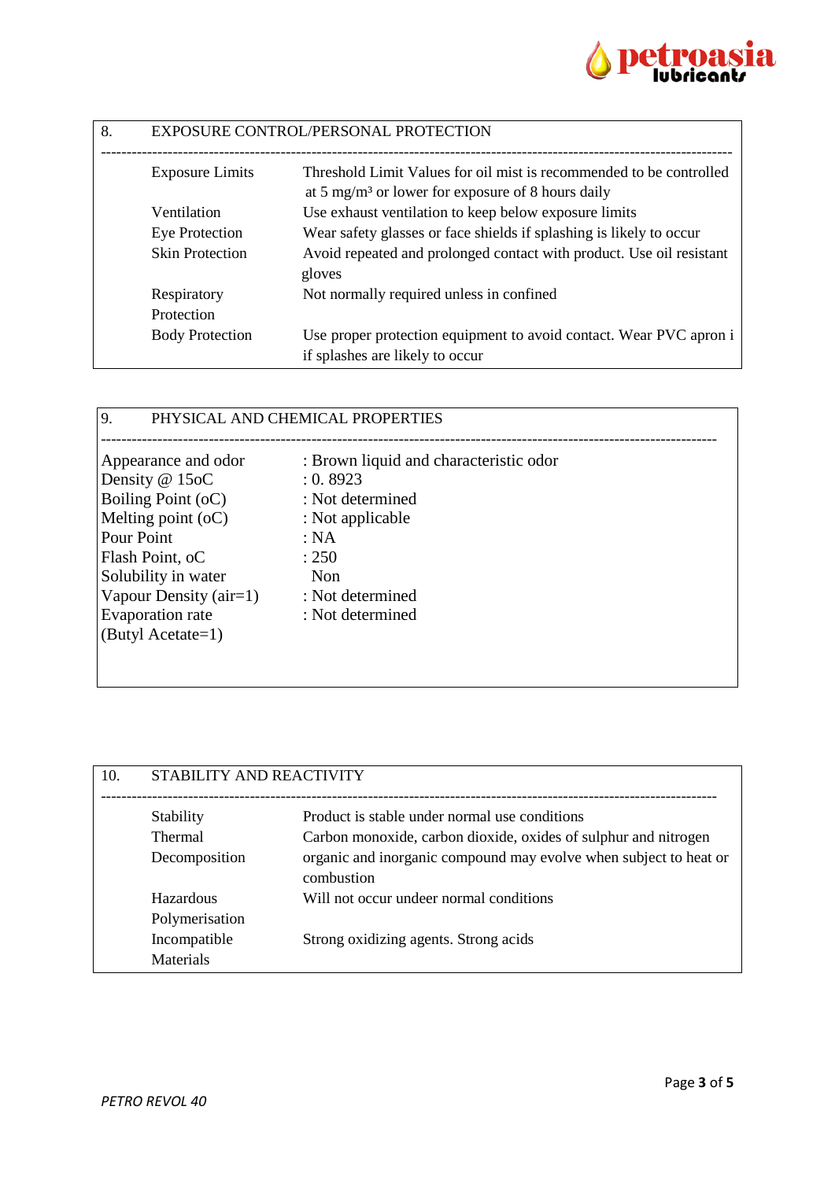## 8. EXPOSURE CONTROL/PERSONAL PROTECTION

| | |
|---|---|
| Exposure Limits | Threshold Limit Values for oil mist is recommended to be controlled at 5 mg/m³ or lower for exposure of 8 hours daily |
| Ventilation | Use exhaust ventilation to keep below exposure limits |
| Eye Protection | Wear safety glasses or face shields if splashing is likely to occur |
| Skin Protection | Avoid repeated and prolonged contact with product. Use oil resistant gloves |
| Respiratory Protection | Not normally required unless in confined |
| Body Protection | Use proper protection equipment to avoid contact. Wear PVC apron i if splashes are likely to occur |

## 9. PHYSICAL AND CHEMICAL PROPERTIES

| | |
|---|---|
| Appearance and odor | : Brown liquid and characteristic odor |
| Density @ 15oC | : 0. 8923 |
| Boiling Point (oC) | : Not determined |
| Melting point (oC) | : Not applicable |
| Pour Point | : NA |
| Flash Point, oC | : 250 |
| Solubility in water | Non |
| Vapour Density (air=1) | : Not determined |
| Evaporation rate (Butyl Acetate=1) | : Not determined |

## 10. STABILITY AND REACTIVITY

| | |
|---|---|
| Stability | Product is stable under normal use conditions |
| Thermal Decomposition | Carbon monoxide, carbon dioxide, oxides of sulphur and nitrogen organic and inorganic compound may evolve when subject to heat or combustion |
| Hazardous Polymerisation | Will not occur undeer normal conditions |
| Incompatible Materials | Strong oxidizing agents. Strong acids |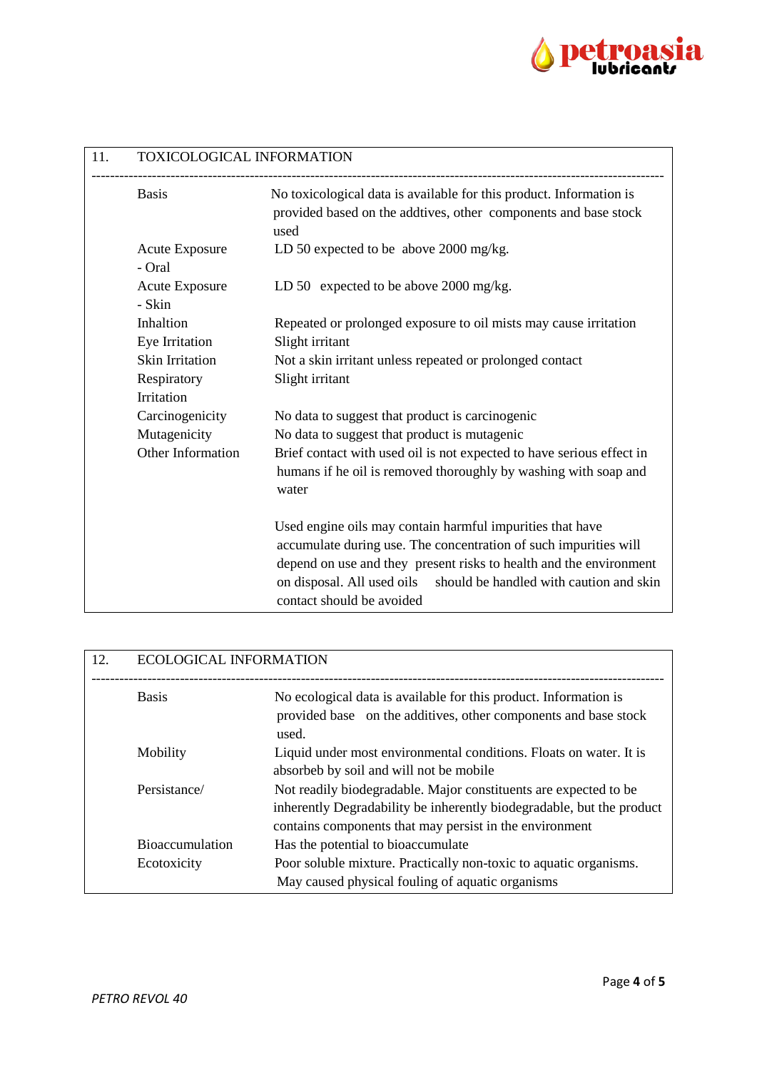## 11. TOXICOLOGICAL INFORMATION

| | |
|---|---|
| Basis | No toxicological data is available for this product. Information is provided based on the addtives, other components and base stock used |
| Acute Exposure - Oral | LD 50 expected to be above 2000 mg/kg. |
| Acute Exposure - Skin | LD 50 expected to be above 2000 mg/kg. |
| Inhaltion | Repeated or prolonged exposure to oil mists may cause irritation |
| Eye Irritation | Slight irritant |
| Skin Irritation | Not a skin irritant unless repeated or prolonged contact |
| Respiratory Irritation | Slight irritant |
| Carcinogenicity | No data to suggest that product is carcinogenic |
| Mutagenicity | No data to suggest that product is mutagenic |
| Other Information | Brief contact with used oil is not expected to have serious effect in humans if he oil is removed thoroughly by washing with soap and water<br><br>Used engine oils may contain harmful impurities that have accumulate during use. The concentration of such impurities will depend on use and they present risks to health and the environment on disposal. All used oils should be handled with caution and skin contact should be avoided |

## 12. ECOLOGICAL INFORMATION

| | |
|---|---|
| Basis | No ecological data is available for this product. Information is provided base on the additives, other components and base stock used. |
| Mobility | Liquid under most environmental conditions. Floats on water. It is absorbeb by soil and will not be mobile |
| Persistance/ | Not readily biodegradable. Major constituents are expected to be inherently Degradability be inherently biodegradable, but the product contains components that may persist in the environment |
| Bioaccumulation | Has the potential to bioaccumulate |
| Ecotoxicity | Poor soluble mixture. Practically non-toxic to aquatic organisms. May caused physical fouling of aquatic organisms |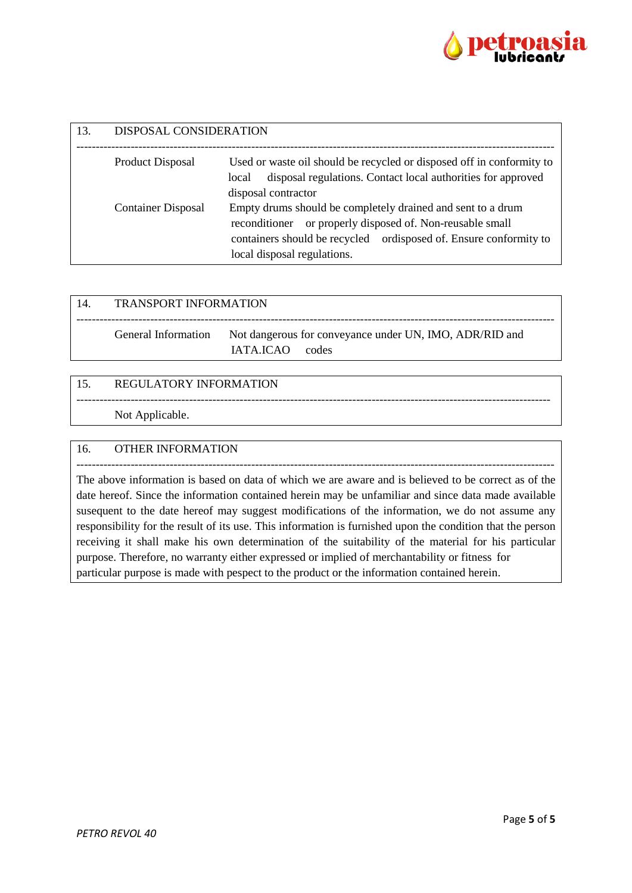## 13. DISPOSAL CONSIDERATION

| | |
|---|---|
| Product Disposal | Used or waste oil should be recycled or disposed off in conformity to local disposal regulations. Contact local authorities for approved disposal contractor |
| Container Disposal | Empty drums should be completely drained and sent to a drum reconditioner or properly disposed of. Non-reusable small containers should be recycled ordisposed of. Ensure conformity to local disposal regulations. |

## 14. TRANSPORT INFORMATION

| | |
|---|---|
| General Information | Not dangerous for conveyance under UN, IMO, ADR/RID and IATA.ICAO codes |

## 15. REGULATORY INFORMATION

Not Applicable.

## 16. OTHER INFORMATION

The above information is based on data of which we are aware and is believed to be correct as of the date hereof. Since the information contained herein may be unfamiliar and since data made available susequent to the date hereof may suggest modifications of the information, we do not assume any responsibility for the result of its use. This information is furnished upon the condition that the person receiving it shall make his own determination of the suitability of the material for his particular purpose. Therefore, no warranty either expressed or implied of merchantability or fitness for particular purpose is made with pespect to the product or the information contained herein.